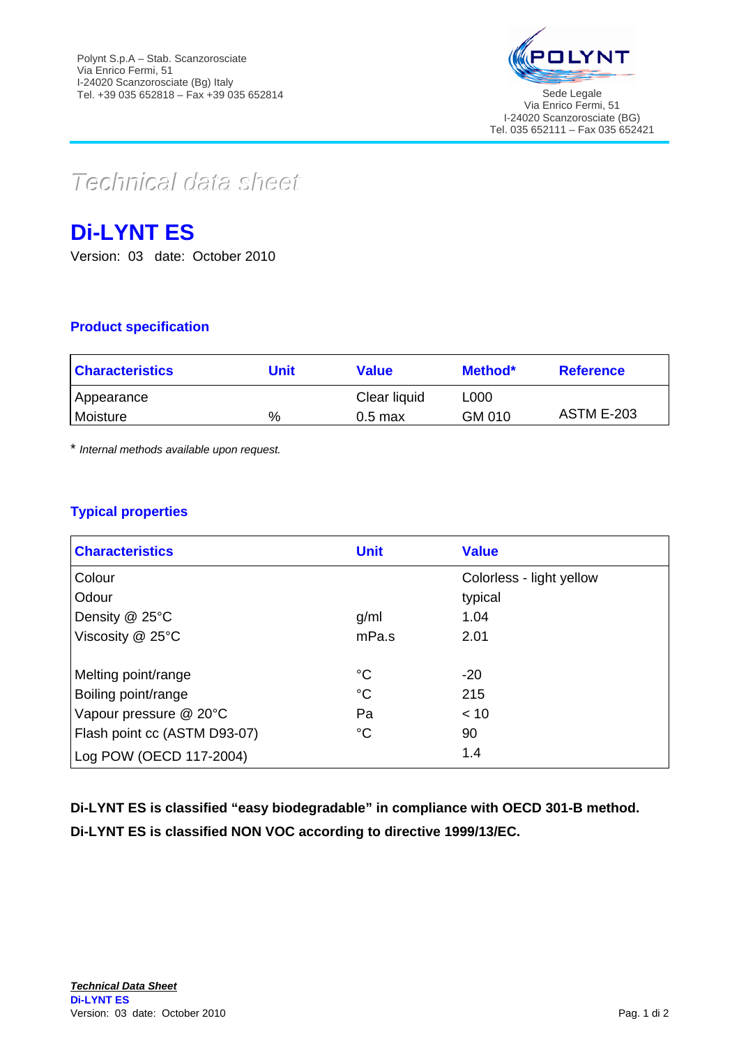Polynt S.p.A – Stab. Scanzorosciate
Via Enrico Fermi, 51
I-24020 Scanzorosciate (Bg) Italy
Tel. +39 035 652818 – Fax +39 035 652814

POLYNT

Sede Legale
Via Enrico Fermi, 51
I-24020 Scanzorosciate (BG)
Tel. 035 652111 – Fax 035 652421

# Technical data sheet

## Di-LYNT ES

Version: 03 date: October 2010

### Product specification

| Characteristics | Unit | Value | Method* | Reference |
|---|---|---|---|---|
| Appearance | | Clear liquid | L000 | |
| Moisture | % | 0.5 max | GM 010 | ASTM E-203 |

\* *Internal methods available upon request.*

### Typical properties

| Characteristics | Unit | Value |
|---|---|---|
| Colour | | Colorless - light yellow |
| Odour | | typical |
| Density @ 25°C | g/ml | 1.04 |
| Viscosity @ 25°C | mPa.s | 2.01 |
| Melting point/range | °C | -20 |
| Boiling point/range | °C | 215 |
| Vapour pressure @ 20°C | Pa | < 10 |
| Flash point cc (ASTM D93-07) | °C | 90 |
| Log POW (OECD 117-2004) | | 1.4 |

**Di-LYNT ES is classified "easy biodegradable" in compliance with OECD 301-B method.**

**Di-LYNT ES is classified NON VOC according to directive 1999/13/EC.**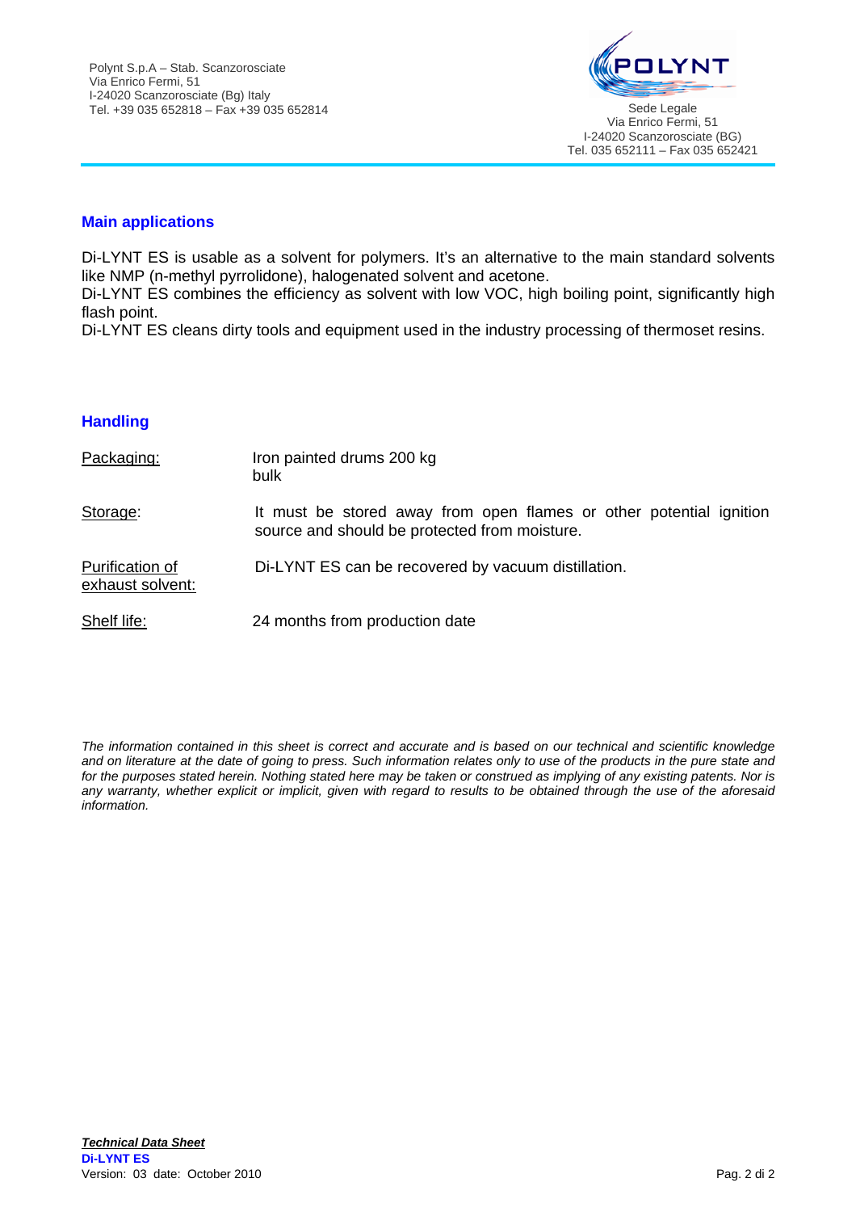## Main applications

Di-LYNT ES is usable as a solvent for polymers. It's an alternative to the main standard solvents like NMP (n-methyl pyrrolidone), halogenated solvent and acetone.
Di-LYNT ES combines the efficiency as solvent with low VOC, high boiling point, significantly high flash point.
Di-LYNT ES cleans dirty tools and equipment used in the industry processing of thermoset resins.

## Handling

| | |
|---|---|
| Packaging: | Iron painted drums 200 kg<br>bulk |
| Storage: | It must be stored away from open flames or other potential ignition source and should be protected from moisture. |
| Purification of exhaust solvent: | Di-LYNT ES can be recovered by vacuum distillation. |
| Shelf life: | 24 months from production date |

*The information contained in this sheet is correct and accurate and is based on our technical and scientific knowledge and on literature at the date of going to press. Such information relates only to use of the products in the pure state and for the purposes stated herein. Nothing stated here may be taken or construed as implying of any existing patents. Nor is any warranty, whether explicit or implicit, given with regard to results to be obtained through the use of the aforesaid information.*